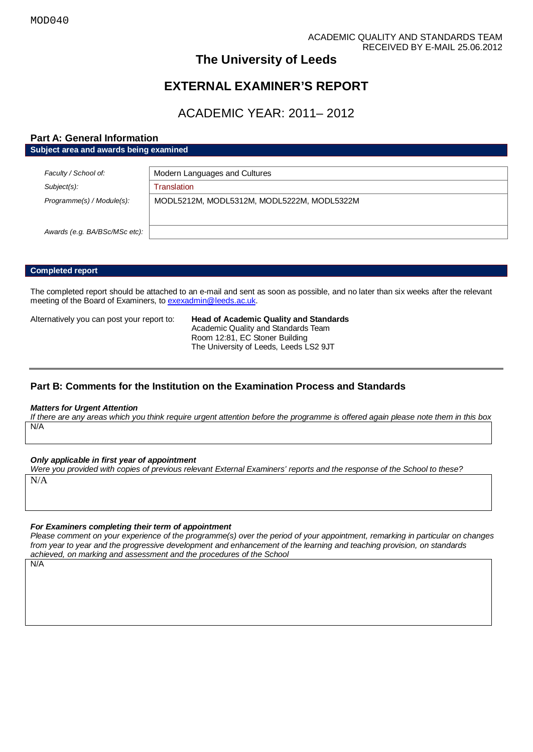MOD040

ACADEMIC QUALITY AND STANDARDS TEAM
RECEIVED BY E-MAIL 25.06.2012

# The University of Leeds

# EXTERNAL EXAMINER'S REPORT

## ACADEMIC YEAR: 2011– 2012

## Part A: General Information

**Subject area and awards being examined**

| | |
|---|---|
| *Faculty / School of:* | Modern Languages and Cultures |
| *Subject(s):* | Translation |
| *Programme(s) / Module(s):* | MODL5212M, MODL5312M, MODL5222M, MODL5322M |
| *Awards (e.g. BA/BSc/MSc etc):* | |

**Completed report**

The completed report should be attached to an e-mail and sent as soon as possible, and no later than six weeks after the relevant meeting of the Board of Examiners, to exexadmin@leeds.ac.uk.

Alternatively you can post your report to:

**Head of Academic Quality and Standards**
Academic Quality and Standards Team
Room 12:81, EC Stoner Building
The University of Leeds, Leeds LS2 9JT

## Part B: Comments for the Institution on the Examination Process and Standards

***Matters for Urgent Attention***

*If there are any areas which you think require urgent attention before the programme is offered again please note them in this box*

N/A

***Only applicable in first year of appointment***

*Were you provided with copies of previous relevant External Examiners' reports and the response of the School to these?*

N/A

***For Examiners completing their term of appointment***

*Please comment on your experience of the programme(s) over the period of your appointment, remarking in particular on changes from year to year and the progressive development and enhancement of the learning and teaching provision, on standards achieved, on marking and assessment and the procedures of the School*

N/A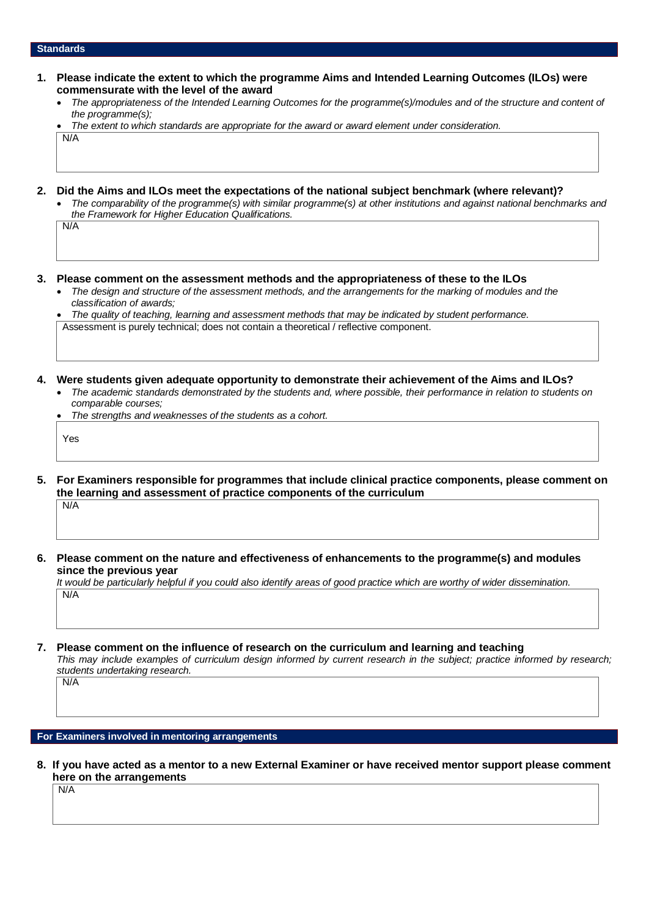## Standards

**1. Please indicate the extent to which the programme Aims and Intended Learning Outcomes (ILOs) were commensurate with the level of the award**

- *The appropriateness of the Intended Learning Outcomes for the programme(s)/modules and of the structure and content of the programme(s);*
- *The extent to which standards are appropriate for the award or award element under consideration.*

N/A

**2. Did the Aims and ILOs meet the expectations of the national subject benchmark (where relevant)?**

- *The comparability of the programme(s) with similar programme(s) at other institutions and against national benchmarks and the Framework for Higher Education Qualifications.*

N/A

**3. Please comment on the assessment methods and the appropriateness of these to the ILOs**

- *The design and structure of the assessment methods, and the arrangements for the marking of modules and the classification of awards;*
- *The quality of teaching, learning and assessment methods that may be indicated by student performance.*

Assessment is purely technical; does not contain a theoretical / reflective component.

**4. Were students given adequate opportunity to demonstrate their achievement of the Aims and ILOs?**

- *The academic standards demonstrated by the students and, where possible, their performance in relation to students on comparable courses;*
- *The strengths and weaknesses of the students as a cohort.*

Yes

**5. For Examiners responsible for programmes that include clinical practice components, please comment on the learning and assessment of practice components of the curriculum**

N/A

**6. Please comment on the nature and effectiveness of enhancements to the programme(s) and modules since the previous year**

*It would be particularly helpful if you could also identify areas of good practice which are worthy of wider dissemination.*

N/A

**7. Please comment on the influence of research on the curriculum and learning and teaching**

*This may include examples of curriculum design informed by current research in the subject; practice informed by research; students undertaking research.*

N/A

## For Examiners involved in mentoring arrangements

**8. If you have acted as a mentor to a new External Examiner or have received mentor support please comment here on the arrangements**

N/A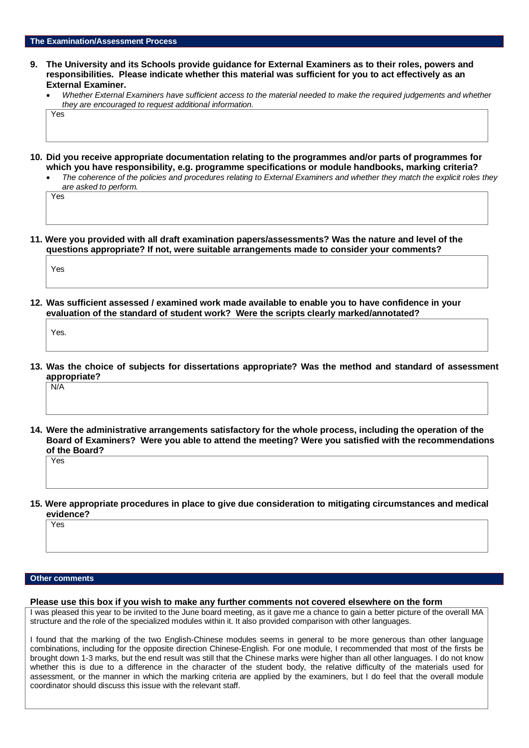## The Examination/Assessment Process

**9. The University and its Schools provide guidance for External Examiners as to their roles, powers and responsibilities. Please indicate whether this material was sufficient for you to act effectively as an External Examiner.**

- *Whether External Examiners have sufficient access to the material needed to make the required judgements and whether they are encouraged to request additional information.*

Yes

**10. Did you receive appropriate documentation relating to the programmes and/or parts of programmes for which you have responsibility, e.g. programme specifications or module handbooks, marking criteria?**

- *The coherence of the policies and procedures relating to External Examiners and whether they match the explicit roles they are asked to perform.*

Yes

**11. Were you provided with all draft examination papers/assessments? Was the nature and level of the questions appropriate? If not, were suitable arrangements made to consider your comments?**

Yes

**12. Was sufficient assessed / examined work made available to enable you to have confidence in your evaluation of the standard of student work? Were the scripts clearly marked/annotated?**

Yes.

**13. Was the choice of subjects for dissertations appropriate? Was the method and standard of assessment appropriate?**

N/A

**14. Were the administrative arrangements satisfactory for the whole process, including the operation of the Board of Examiners? Were you able to attend the meeting? Were you satisfied with the recommendations of the Board?**

Yes

**15. Were appropriate procedures in place to give due consideration to mitigating circumstances and medical evidence?**

Yes

## Other comments

**Please use this box if you wish to make any further comments not covered elsewhere on the form**

I was pleased this year to be invited to the June board meeting, as it gave me a chance to gain a better picture of the overall MA structure and the role of the specialized modules within it. It also provided comparison with other languages.

I found that the marking of the two English-Chinese modules seems in general to be more generous than other language combinations, including for the opposite direction Chinese-English. For one module, I recommended that most of the firsts be brought down 1-3 marks, but the end result was still that the Chinese marks were higher than all other languages. I do not know whether this is due to a difference in the character of the student body, the relative difficulty of the materials used for assessment, or the manner in which the marking criteria are applied by the examiners, but I do feel that the overall module coordinator should discuss this issue with the relevant staff.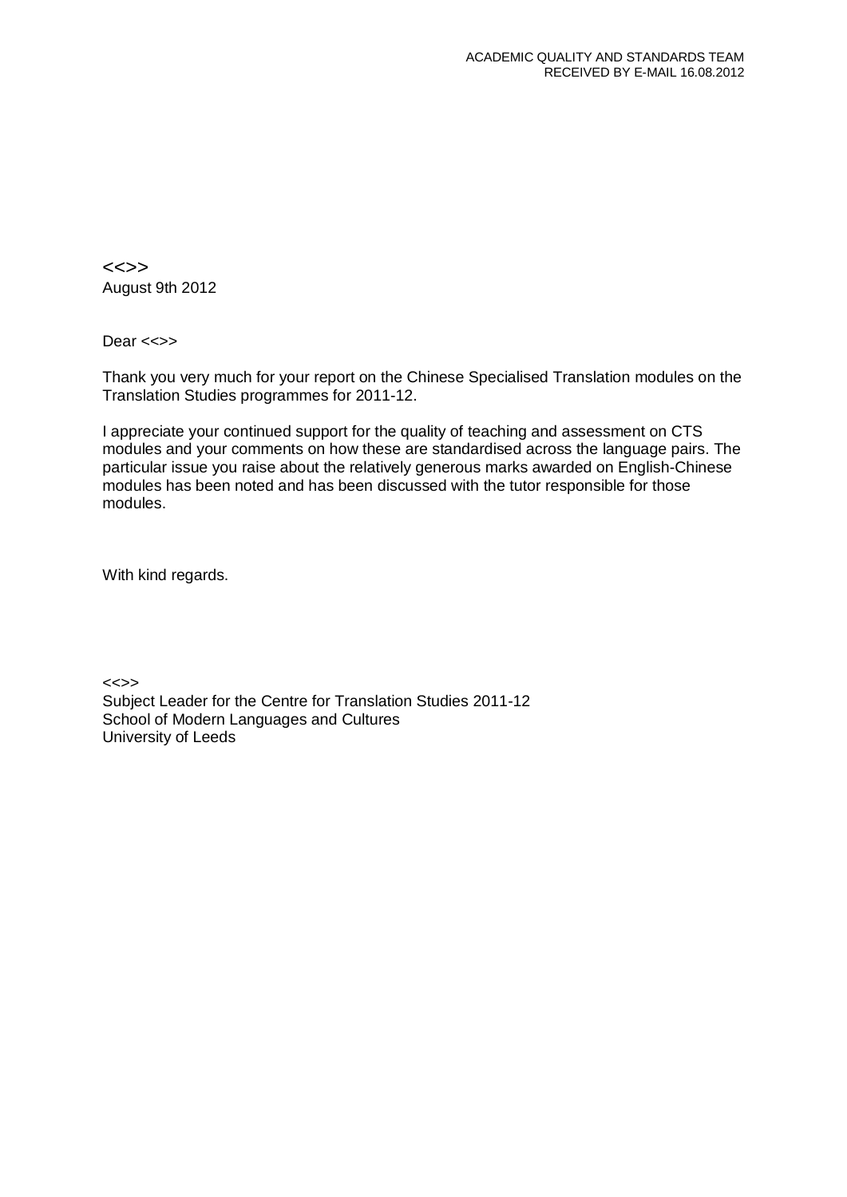ACADEMIC QUALITY AND STANDARDS TEAM
RECEIVED BY E-MAIL 16.08.2012

**<<>>**
August 9th 2012

Dear <<>>

Thank you very much for your report on the Chinese Specialised Translation modules on the Translation Studies programmes for 2011-12.

I appreciate your continued support for the quality of teaching and assessment on CTS modules and your comments on how these are standardised across the language pairs. The particular issue you raise about the relatively generous marks awarded on English-Chinese modules has been noted and has been discussed with the tutor responsible for those modules.

With kind regards.

<<>>
Subject Leader for the Centre for Translation Studies 2011-12
School of Modern Languages and Cultures
University of Leeds